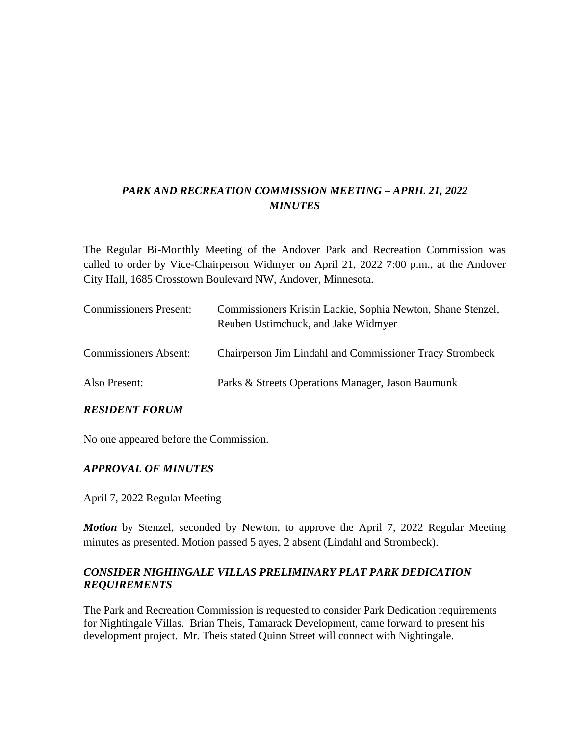# *PARK AND RECREATION COMMISSION MEETING – APRIL 21, 2022 MINUTES*

The Regular Bi-Monthly Meeting of the Andover Park and Recreation Commission was called to order by Vice-Chairperson Widmyer on April 21, 2022 7:00 p.m., at the Andover City Hall, 1685 Crosstown Boulevard NW, Andover, Minnesota.

| | |
|---|---|
| Commissioners Present: | Commissioners Kristin Lackie, Sophia Newton, Shane Stenzel, Reuben Ustimchuck, and Jake Widmyer |
| Commissioners Absent: | Chairperson Jim Lindahl and Commissioner Tracy Strombeck |
| Also Present: | Parks & Streets Operations Manager, Jason Baumunk |

## *RESIDENT FORUM*

No one appeared before the Commission.

## *APPROVAL OF MINUTES*

April 7, 2022 Regular Meeting

***Motion*** by Stenzel, seconded by Newton, to approve the April 7, 2022 Regular Meeting minutes as presented. Motion passed 5 ayes, 2 absent (Lindahl and Strombeck).

## *CONSIDER NIGHINGALE VILLAS PRELIMINARY PLAT PARK DEDICATION REQUIREMENTS*

The Park and Recreation Commission is requested to consider Park Dedication requirements for Nightingale Villas. Brian Theis, Tamarack Development, came forward to present his development project. Mr. Theis stated Quinn Street will connect with Nightingale.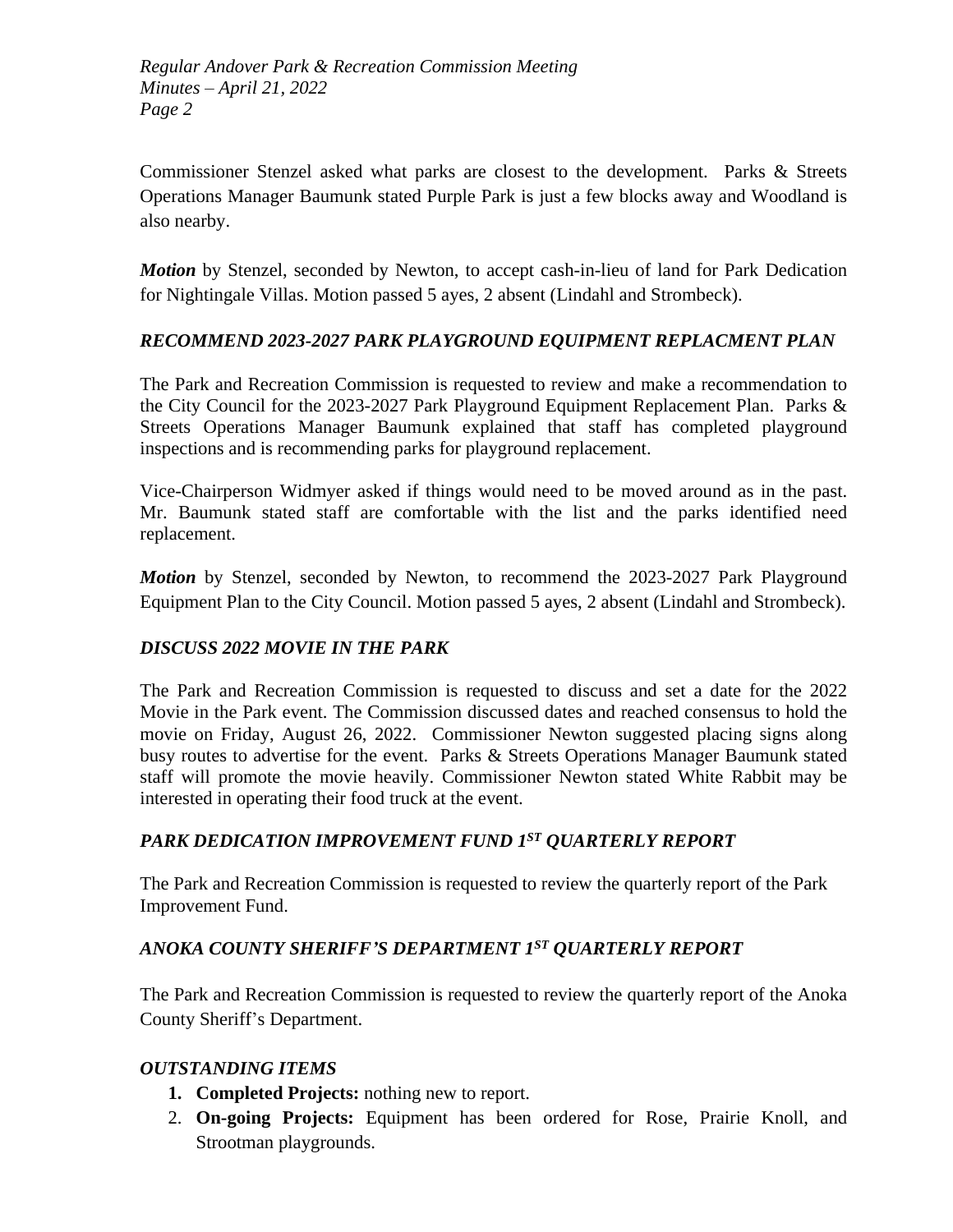Commissioner Stenzel asked what parks are closest to the development. Parks & Streets Operations Manager Baumunk stated Purple Park is just a few blocks away and Woodland is also nearby.

***Motion*** by Stenzel, seconded by Newton, to accept cash-in-lieu of land for Park Dedication for Nightingale Villas. Motion passed 5 ayes, 2 absent (Lindahl and Strombeck).

### *RECOMMEND 2023-2027 PARK PLAYGROUND EQUIPMENT REPLACMENT PLAN*

The Park and Recreation Commission is requested to review and make a recommendation to the City Council for the 2023-2027 Park Playground Equipment Replacement Plan. Parks & Streets Operations Manager Baumunk explained that staff has completed playground inspections and is recommending parks for playground replacement.

Vice-Chairperson Widmyer asked if things would need to be moved around as in the past. Mr. Baumunk stated staff are comfortable with the list and the parks identified need replacement.

***Motion*** by Stenzel, seconded by Newton, to recommend the 2023-2027 Park Playground Equipment Plan to the City Council. Motion passed 5 ayes, 2 absent (Lindahl and Strombeck).

### *DISCUSS 2022 MOVIE IN THE PARK*

The Park and Recreation Commission is requested to discuss and set a date for the 2022 Movie in the Park event. The Commission discussed dates and reached consensus to hold the movie on Friday, August 26, 2022. Commissioner Newton suggested placing signs along busy routes to advertise for the event. Parks & Streets Operations Manager Baumunk stated staff will promote the movie heavily. Commissioner Newton stated White Rabbit may be interested in operating their food truck at the event.

### *PARK DEDICATION IMPROVEMENT FUND 1ST QUARTERLY REPORT*

The Park and Recreation Commission is requested to review the quarterly report of the Park Improvement Fund.

### *ANOKA COUNTY SHERIFF'S DEPARTMENT 1ST QUARTERLY REPORT*

The Park and Recreation Commission is requested to review the quarterly report of the Anoka County Sheriff's Department.

### *OUTSTANDING ITEMS*

1. **Completed Projects:** nothing new to report.
2. **On-going Projects:** Equipment has been ordered for Rose, Prairie Knoll, and Strootman playgrounds.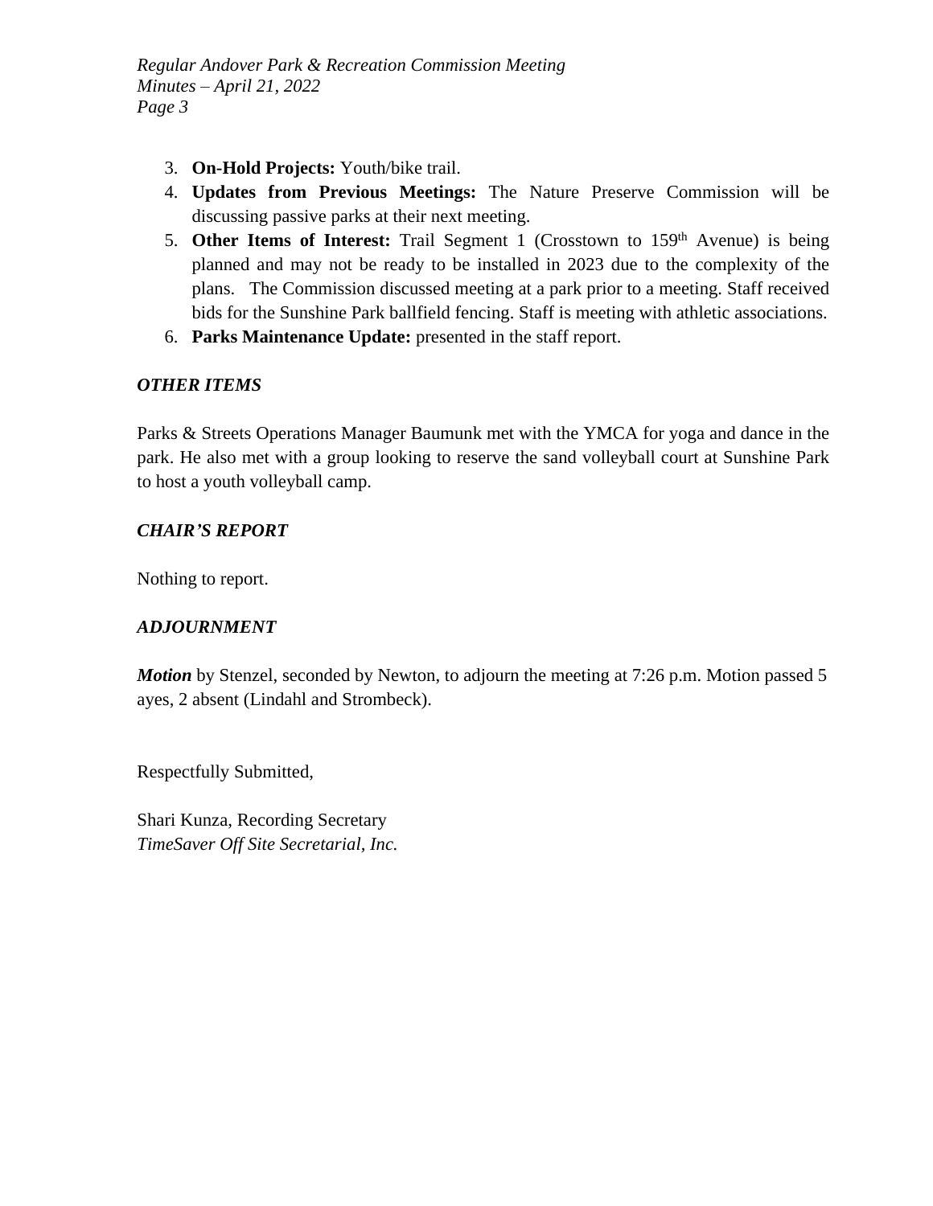3. **On-Hold Projects:** Youth/bike trail.
4. **Updates from Previous Meetings:** The Nature Preserve Commission will be discussing passive parks at their next meeting.
5. **Other Items of Interest:** Trail Segment 1 (Crosstown to 159th Avenue) is being planned and may not be ready to be installed in 2023 due to the complexity of the plans. The Commission discussed meeting at a park prior to a meeting. Staff received bids for the Sunshine Park ballfield fencing. Staff is meeting with athletic associations.
6. **Parks Maintenance Update:** presented in the staff report.

***OTHER ITEMS***

Parks & Streets Operations Manager Baumunk met with the YMCA for yoga and dance in the park. He also met with a group looking to reserve the sand volleyball court at Sunshine Park to host a youth volleyball camp.

***CHAIR'S REPORT***

Nothing to report.

***ADJOURNMENT***

***Motion*** by Stenzel, seconded by Newton, to adjourn the meeting at 7:26 p.m. Motion passed 5 ayes, 2 absent (Lindahl and Strombeck).

Respectfully Submitted,

Shari Kunza, Recording Secretary
*TimeSaver Off Site Secretarial, Inc.*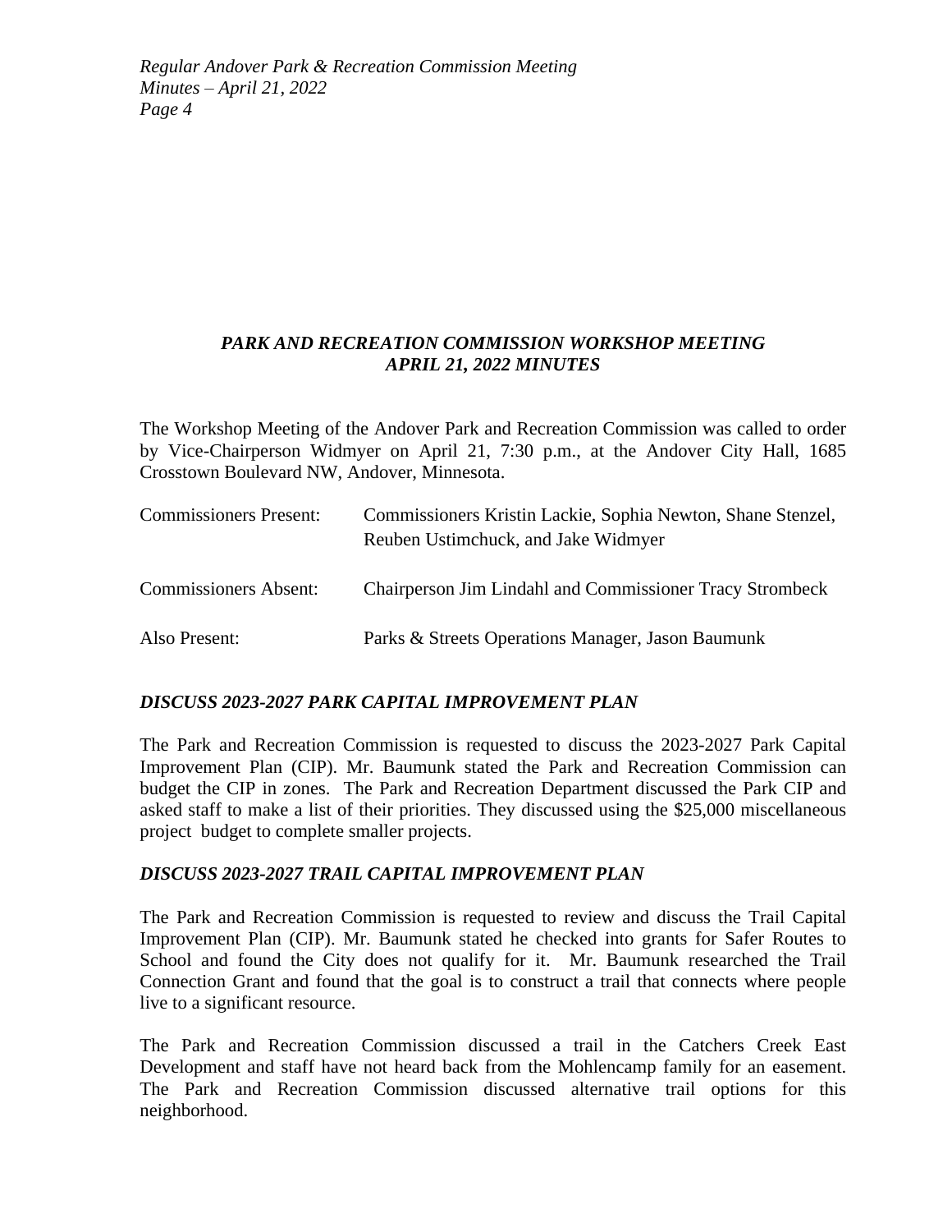## *PARK AND RECREATION COMMISSION WORKSHOP MEETING APRIL 21, 2022 MINUTES*

The Workshop Meeting of the Andover Park and Recreation Commission was called to order by Vice-Chairperson Widmyer on April 21, 7:30 p.m., at the Andover City Hall, 1685 Crosstown Boulevard NW, Andover, Minnesota.

| | |
|---|---|
| Commissioners Present: | Commissioners Kristin Lackie, Sophia Newton, Shane Stenzel, Reuben Ustimchuck, and Jake Widmyer |
| Commissioners Absent: | Chairperson Jim Lindahl and Commissioner Tracy Strombeck |
| Also Present: | Parks & Streets Operations Manager, Jason Baumunk |

### *DISCUSS 2023-2027 PARK CAPITAL IMPROVEMENT PLAN*

The Park and Recreation Commission is requested to discuss the 2023-2027 Park Capital Improvement Plan (CIP). Mr. Baumunk stated the Park and Recreation Commission can budget the CIP in zones. The Park and Recreation Department discussed the Park CIP and asked staff to make a list of their priorities. They discussed using the $25,000 miscellaneous project budget to complete smaller projects.

### *DISCUSS 2023-2027 TRAIL CAPITAL IMPROVEMENT PLAN*

The Park and Recreation Commission is requested to review and discuss the Trail Capital Improvement Plan (CIP). Mr. Baumunk stated he checked into grants for Safer Routes to School and found the City does not qualify for it. Mr. Baumunk researched the Trail Connection Grant and found that the goal is to construct a trail that connects where people live to a significant resource.

The Park and Recreation Commission discussed a trail in the Catchers Creek East Development and staff have not heard back from the Mohlencamp family for an easement. The Park and Recreation Commission discussed alternative trail options for this neighborhood.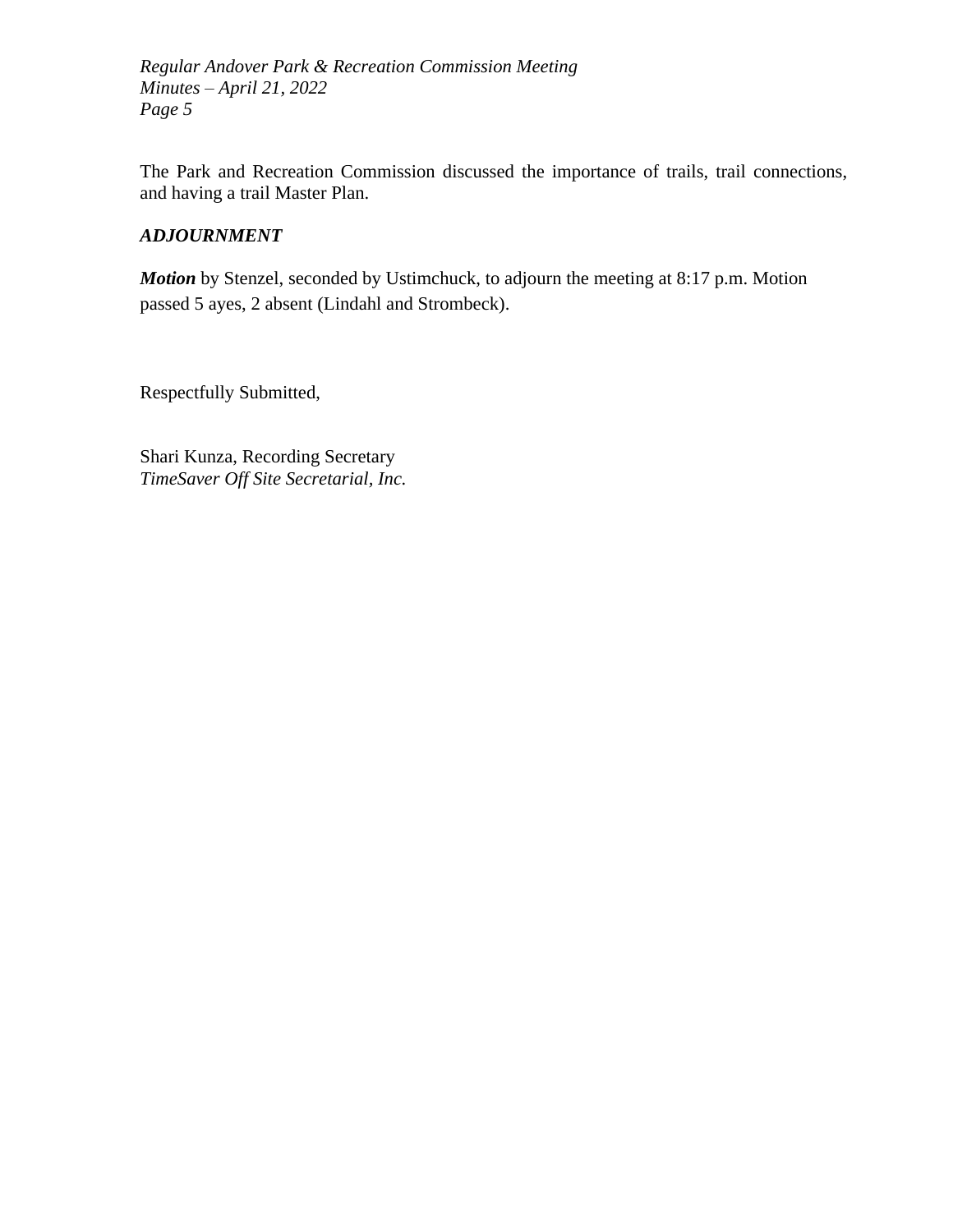The Park and Recreation Commission discussed the importance of trails, trail connections, and having a trail Master Plan.

***ADJOURNMENT***

***Motion*** by Stenzel, seconded by Ustimchuck, to adjourn the meeting at 8:17 p.m. Motion passed 5 ayes, 2 absent (Lindahl and Strombeck).

Respectfully Submitted,

Shari Kunza, Recording Secretary
*TimeSaver Off Site Secretarial, Inc.*